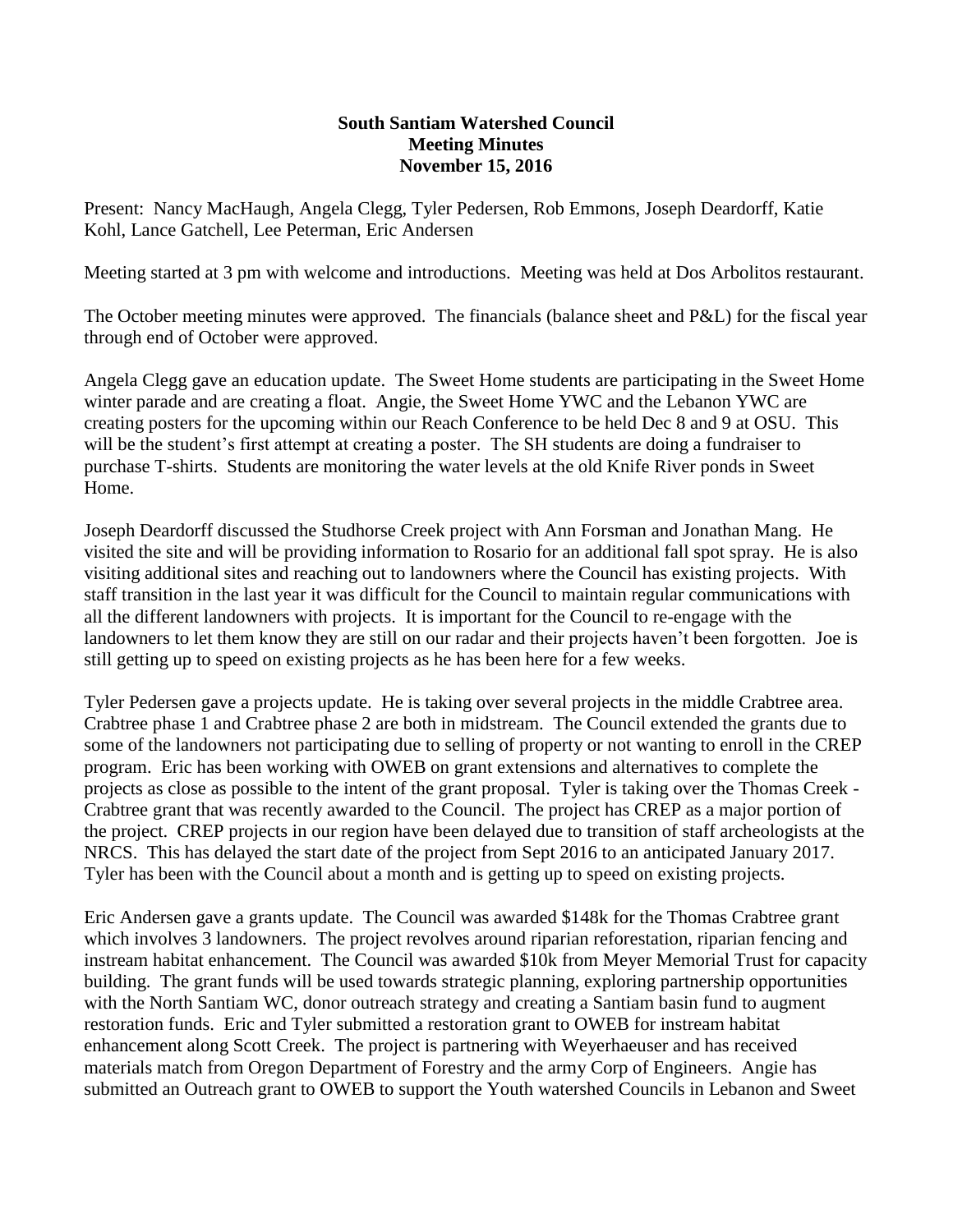**South Santiam Watershed Council**
**Meeting Minutes**
**November 15, 2016**

Present: Nancy MacHaugh, Angela Clegg, Tyler Pedersen, Rob Emmons, Joseph Deardorff, Katie Kohl, Lance Gatchell, Lee Peterman, Eric Andersen

Meeting started at 3 pm with welcome and introductions. Meeting was held at Dos Arbolitos restaurant.

The October meeting minutes were approved. The financials (balance sheet and P&L) for the fiscal year through end of October were approved.

Angela Clegg gave an education update. The Sweet Home students are participating in the Sweet Home winter parade and are creating a float. Angie, the Sweet Home YWC and the Lebanon YWC are creating posters for the upcoming within our Reach Conference to be held Dec 8 and 9 at OSU. This will be the student's first attempt at creating a poster. The SH students are doing a fundraiser to purchase T-shirts. Students are monitoring the water levels at the old Knife River ponds in Sweet Home.

Joseph Deardorff discussed the Studhorse Creek project with Ann Forsman and Jonathan Mang. He visited the site and will be providing information to Rosario for an additional fall spot spray. He is also visiting additional sites and reaching out to landowners where the Council has existing projects. With staff transition in the last year it was difficult for the Council to maintain regular communications with all the different landowners with projects. It is important for the Council to re-engage with the landowners to let them know they are still on our radar and their projects haven't been forgotten. Joe is still getting up to speed on existing projects as he has been here for a few weeks.

Tyler Pedersen gave a projects update. He is taking over several projects in the middle Crabtree area. Crabtree phase 1 and Crabtree phase 2 are both in midstream. The Council extended the grants due to some of the landowners not participating due to selling of property or not wanting to enroll in the CREP program. Eric has been working with OWEB on grant extensions and alternatives to complete the projects as close as possible to the intent of the grant proposal. Tyler is taking over the Thomas Creek - Crabtree grant that was recently awarded to the Council. The project has CREP as a major portion of the project. CREP projects in our region have been delayed due to transition of staff archeologists at the NRCS. This has delayed the start date of the project from Sept 2016 to an anticipated January 2017. Tyler has been with the Council about a month and is getting up to speed on existing projects.

Eric Andersen gave a grants update. The Council was awarded $148k for the Thomas Crabtree grant which involves 3 landowners. The project revolves around riparian reforestation, riparian fencing and instream habitat enhancement. The Council was awarded $10k from Meyer Memorial Trust for capacity building. The grant funds will be used towards strategic planning, exploring partnership opportunities with the North Santiam WC, donor outreach strategy and creating a Santiam basin fund to augment restoration funds. Eric and Tyler submitted a restoration grant to OWEB for instream habitat enhancement along Scott Creek. The project is partnering with Weyerhaeuser and has received materials match from Oregon Department of Forestry and the army Corp of Engineers. Angie has submitted an Outreach grant to OWEB to support the Youth watershed Councils in Lebanon and Sweet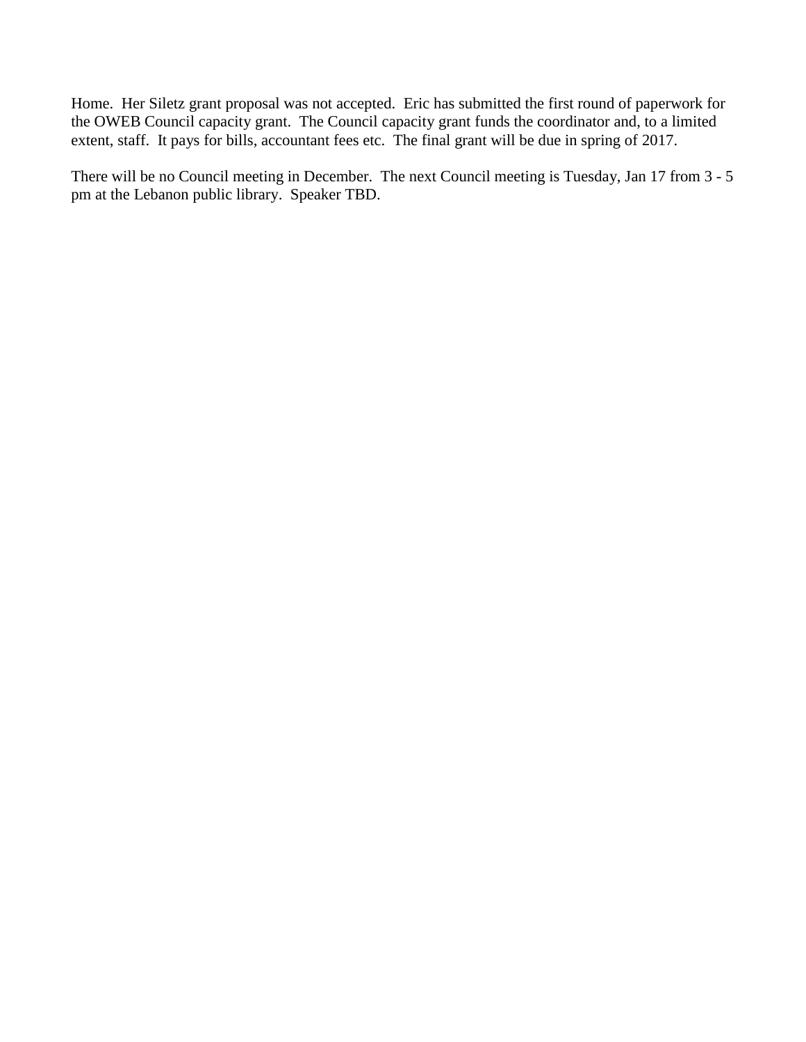Home. Her Siletz grant proposal was not accepted. Eric has submitted the first round of paperwork for the OWEB Council capacity grant. The Council capacity grant funds the coordinator and, to a limited extent, staff. It pays for bills, accountant fees etc. The final grant will be due in spring of 2017.

There will be no Council meeting in December. The next Council meeting is Tuesday, Jan 17 from 3 - 5 pm at the Lebanon public library. Speaker TBD.